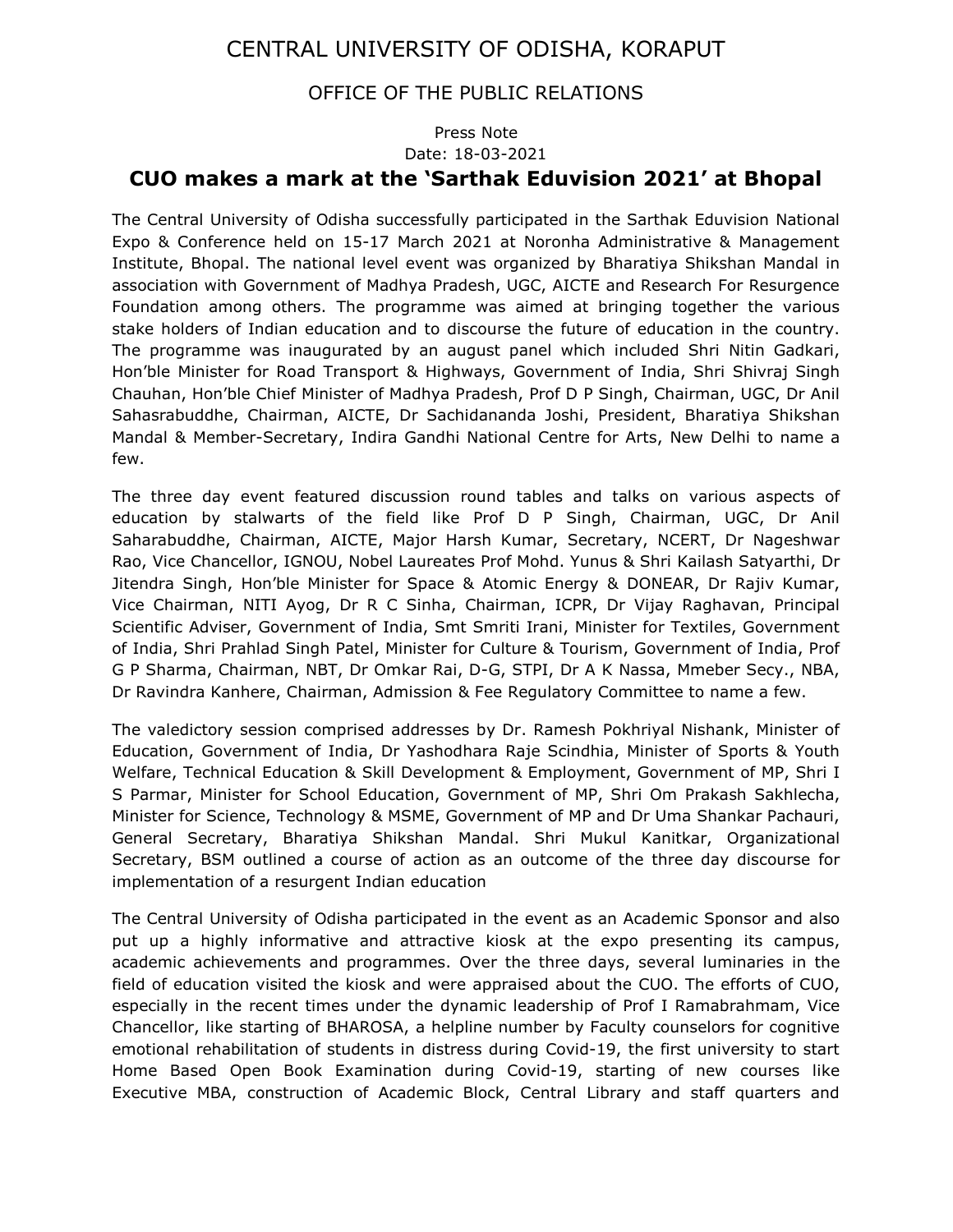# CENTRAL UNIVERSITY OF ODISHA, KORAPUT

## OFFICE OF THE PUBLIC RELATIONS

Press Note

Date: 18-03-2021

## CUO makes a mark at the 'Sarthak Eduvision 2021' at Bhopal

The Central University of Odisha successfully participated in the Sarthak Eduvision National Expo & Conference held on 15-17 March 2021 at Noronha Administrative & Management Institute, Bhopal. The national level event was organized by Bharatiya Shikshan Mandal in association with Government of Madhya Pradesh, UGC, AICTE and Research For Resurgence Foundation among others. The programme was aimed at bringing together the various stake holders of Indian education and to discourse the future of education in the country. The programme was inaugurated by an august panel which included Shri Nitin Gadkari, Hon'ble Minister for Road Transport & Highways, Government of India, Shri Shivraj Singh Chauhan, Hon'ble Chief Minister of Madhya Pradesh, Prof D P Singh, Chairman, UGC, Dr Anil Sahasrabuddhe, Chairman, AICTE, Dr Sachidananda Joshi, President, Bharatiya Shikshan Mandal & Member-Secretary, Indira Gandhi National Centre for Arts, New Delhi to name a few.

The three day event featured discussion round tables and talks on various aspects of education by stalwarts of the field like Prof D P Singh, Chairman, UGC, Dr Anil Saharabuddhe, Chairman, AICTE, Major Harsh Kumar, Secretary, NCERT, Dr Nageshwar Rao, Vice Chancellor, IGNOU, Nobel Laureates Prof Mohd. Yunus & Shri Kailash Satyarthi, Dr Jitendra Singh, Hon'ble Minister for Space & Atomic Energy & DONEAR, Dr Rajiv Kumar, Vice Chairman, NITI Ayog, Dr R C Sinha, Chairman, ICPR, Dr Vijay Raghavan, Principal Scientific Adviser, Government of India, Smt Smriti Irani, Minister for Textiles, Government of India, Shri Prahlad Singh Patel, Minister for Culture & Tourism, Government of India, Prof G P Sharma, Chairman, NBT, Dr Omkar Rai, D-G, STPI, Dr A K Nassa, Mmeber Secy., NBA, Dr Ravindra Kanhere, Chairman, Admission & Fee Regulatory Committee to name a few.

The valedictory session comprised addresses by Dr. Ramesh Pokhriyal Nishank, Minister of Education, Government of India, Dr Yashodhara Raje Scindhia, Minister of Sports & Youth Welfare, Technical Education & Skill Development & Employment, Government of MP, Shri I S Parmar, Minister for School Education, Government of MP, Shri Om Prakash Sakhlecha, Minister for Science, Technology & MSME, Government of MP and Dr Uma Shankar Pachauri, General Secretary, Bharatiya Shikshan Mandal. Shri Mukul Kanitkar, Organizational Secretary, BSM outlined a course of action as an outcome of the three day discourse for implementation of a resurgent Indian education

The Central University of Odisha participated in the event as an Academic Sponsor and also put up a highly informative and attractive kiosk at the expo presenting its campus, academic achievements and programmes. Over the three days, several luminaries in the field of education visited the kiosk and were appraised about the CUO. The efforts of CUO, especially in the recent times under the dynamic leadership of Prof I Ramabrahmam, Vice Chancellor, like starting of BHAROSA, a helpline number by Faculty counselors for cognitive emotional rehabilitation of students in distress during Covid-19, the first university to start Home Based Open Book Examination during Covid-19, starting of new courses like Executive MBA, construction of Academic Block, Central Library and staff quarters and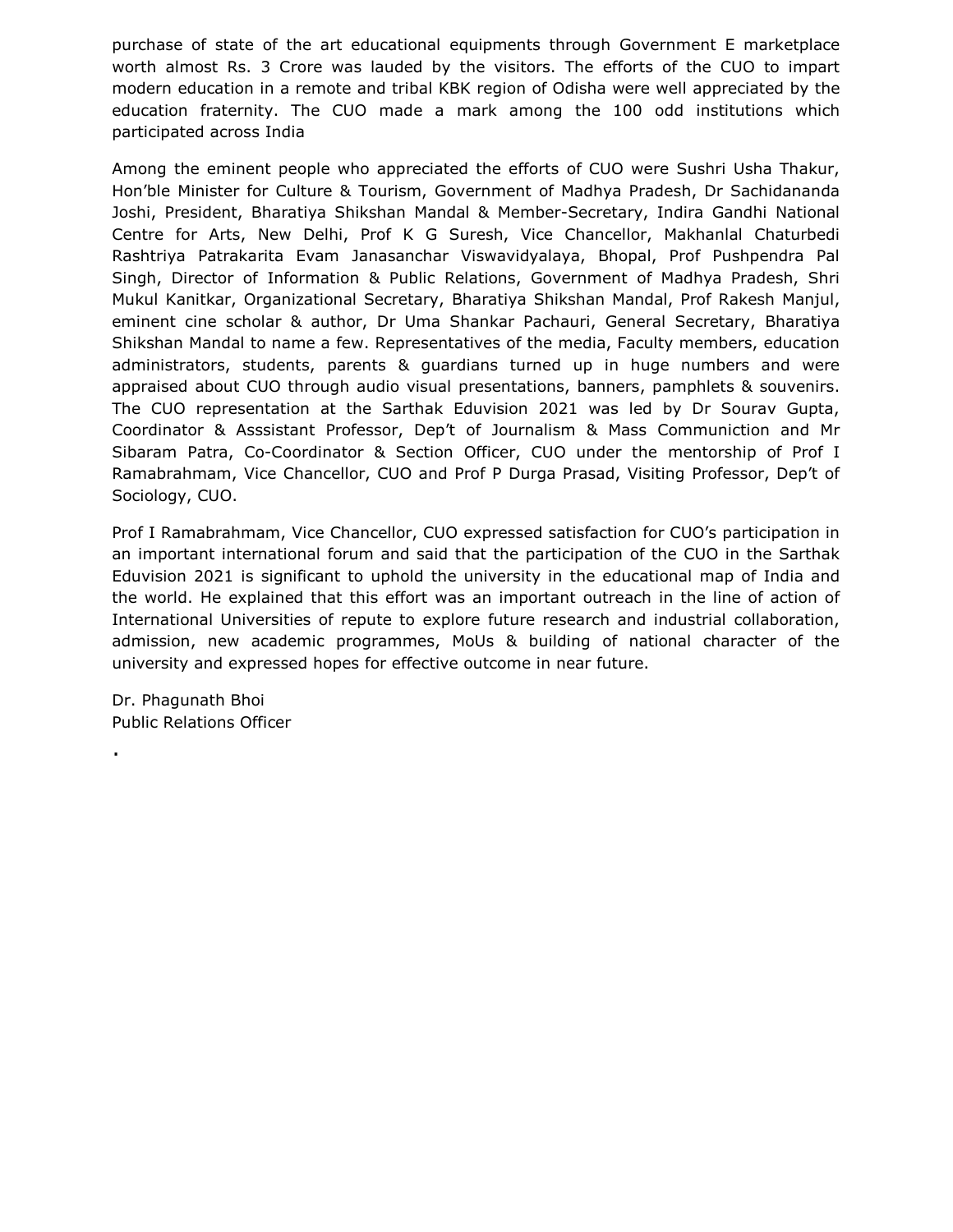purchase of state of the art educational equipments through Government E marketplace worth almost Rs. 3 Crore was lauded by the visitors. The efforts of the CUO to impart modern education in a remote and tribal KBK region of Odisha were well appreciated by the education fraternity. The CUO made a mark among the 100 odd institutions which participated across India

Among the eminent people who appreciated the efforts of CUO were Sushri Usha Thakur, Hon'ble Minister for Culture & Tourism, Government of Madhya Pradesh, Dr Sachidananda Joshi, President, Bharatiya Shikshan Mandal & Member-Secretary, Indira Gandhi National Centre for Arts, New Delhi, Prof K G Suresh, Vice Chancellor, Makhanlal Chaturbedi Rashtriya Patrakarita Evam Janasanchar Viswavidyalaya, Bhopal, Prof Pushpendra Pal Singh, Director of Information & Public Relations, Government of Madhya Pradesh, Shri Mukul Kanitkar, Organizational Secretary, Bharatiya Shikshan Mandal, Prof Rakesh Manjul, eminent cine scholar & author, Dr Uma Shankar Pachauri, General Secretary, Bharatiya Shikshan Mandal to name a few. Representatives of the media, Faculty members, education administrators, students, parents & guardians turned up in huge numbers and were appraised about CUO through audio visual presentations, banners, pamphlets & souvenirs. The CUO representation at the Sarthak Eduvision 2021 was led by Dr Sourav Gupta, Coordinator & Asssistant Professor, Dep't of Journalism & Mass Communiction and Mr Sibaram Patra, Co-Coordinator & Section Officer, CUO under the mentorship of Prof I Ramabrahmam, Vice Chancellor, CUO and Prof P Durga Prasad, Visiting Professor, Dep't of Sociology, CUO.

Prof I Ramabrahmam, Vice Chancellor, CUO expressed satisfaction for CUO's participation in an important international forum and said that the participation of the CUO in the Sarthak Eduvision 2021 is significant to uphold the university in the educational map of India and the world. He explained that this effort was an important outreach in the line of action of International Universities of repute to explore future research and industrial collaboration, admission, new academic programmes, MoUs & building of national character of the university and expressed hopes for effective outcome in near future.

Dr. Phagunath Bhoi
Public Relations Officer

.